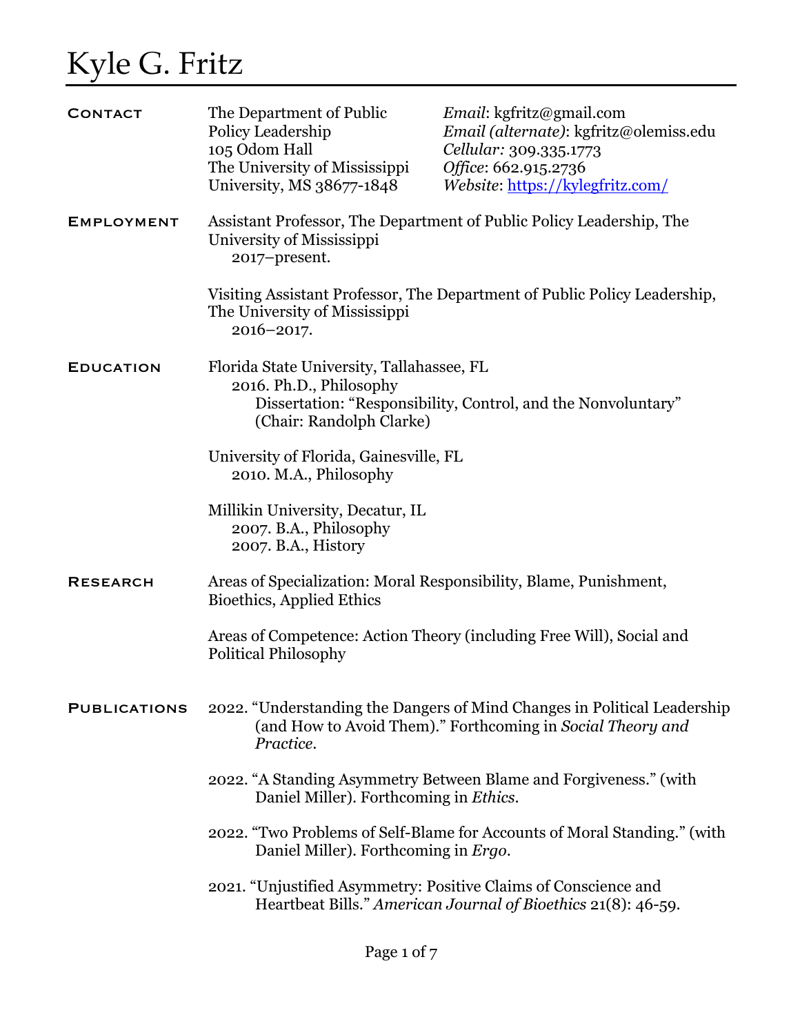# Kyle G. Fritz

## Contact

The Department of Public Policy Leadership
105 Odom Hall
The University of Mississippi
University, MS 38677-1848

*Email*: kgfritz@gmail.com
*Email (alternate)*: kgfritz@olemiss.edu
*Cellular:* 309.335.1773
*Office*: 662.915.2736
*Website*: https://kylegfritz.com/

## Employment

Assistant Professor, The Department of Public Policy Leadership, The University of Mississippi
2017–present.

Visiting Assistant Professor, The Department of Public Policy Leadership, The University of Mississippi
2016–2017.

## Education

Florida State University, Tallahassee, FL
2016. Ph.D., Philosophy
Dissertation: "Responsibility, Control, and the Nonvoluntary" (Chair: Randolph Clarke)

University of Florida, Gainesville, FL
2010. M.A., Philosophy

Millikin University, Decatur, IL
2007. B.A., Philosophy
2007. B.A., History

## Research

Areas of Specialization: Moral Responsibility, Blame, Punishment, Bioethics, Applied Ethics

Areas of Competence: Action Theory (including Free Will), Social and Political Philosophy

## Publications

2022. "Understanding the Dangers of Mind Changes in Political Leadership (and How to Avoid Them)." Forthcoming in *Social Theory and Practice*.

2022. "A Standing Asymmetry Between Blame and Forgiveness." (with Daniel Miller). Forthcoming in *Ethics*.

2022. "Two Problems of Self-Blame for Accounts of Moral Standing." (with Daniel Miller). Forthcoming in *Ergo*.

2021. "Unjustified Asymmetry: Positive Claims of Conscience and Heartbeat Bills." *American Journal of Bioethics* 21(8): 46-59.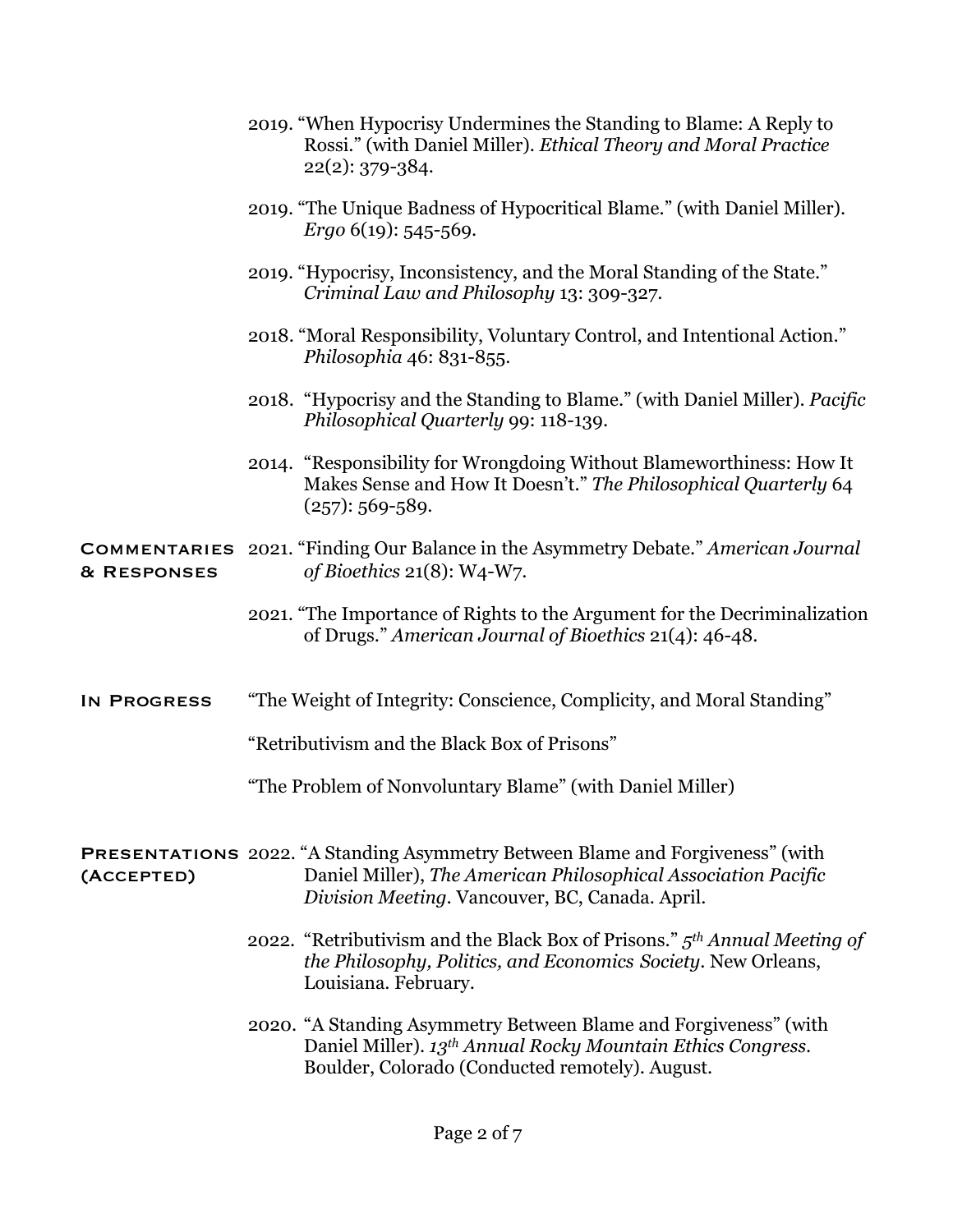2019. "When Hypocrisy Undermines the Standing to Blame: A Reply to Rossi." (with Daniel Miller). *Ethical Theory and Moral Practice* 22(2): 379-384.

2019. "The Unique Badness of Hypocritical Blame." (with Daniel Miller). *Ergo* 6(19): 545-569.

2019. "Hypocrisy, Inconsistency, and the Moral Standing of the State." *Criminal Law and Philosophy* 13: 309-327.

2018. "Moral Responsibility, Voluntary Control, and Intentional Action." *Philosophia* 46: 831-855.

2018. "Hypocrisy and the Standing to Blame." (with Daniel Miller). *Pacific Philosophical Quarterly* 99: 118-139.

2014. "Responsibility for Wrongdoing Without Blameworthiness: How It Makes Sense and How It Doesn't." *The Philosophical Quarterly* 64 (257): 569-589.

## Commentaries & Responses

2021. "Finding Our Balance in the Asymmetry Debate." *American Journal of Bioethics* 21(8): W4-W7.

2021. "The Importance of Rights to the Argument for the Decriminalization of Drugs." *American Journal of Bioethics* 21(4): 46-48.

## In Progress

"The Weight of Integrity: Conscience, Complicity, and Moral Standing"

"Retributivism and the Black Box of Prisons"

"The Problem of Nonvoluntary Blame" (with Daniel Miller)

## Presentations (Accepted)

2022. "A Standing Asymmetry Between Blame and Forgiveness" (with Daniel Miller), *The American Philosophical Association Pacific Division Meeting*. Vancouver, BC, Canada. April.

2022. "Retributivism and the Black Box of Prisons." *5th Annual Meeting of the Philosophy, Politics, and Economics Society*. New Orleans, Louisiana. February.

2020. "A Standing Asymmetry Between Blame and Forgiveness" (with Daniel Miller). *13th Annual Rocky Mountain Ethics Congress*. Boulder, Colorado (Conducted remotely). August.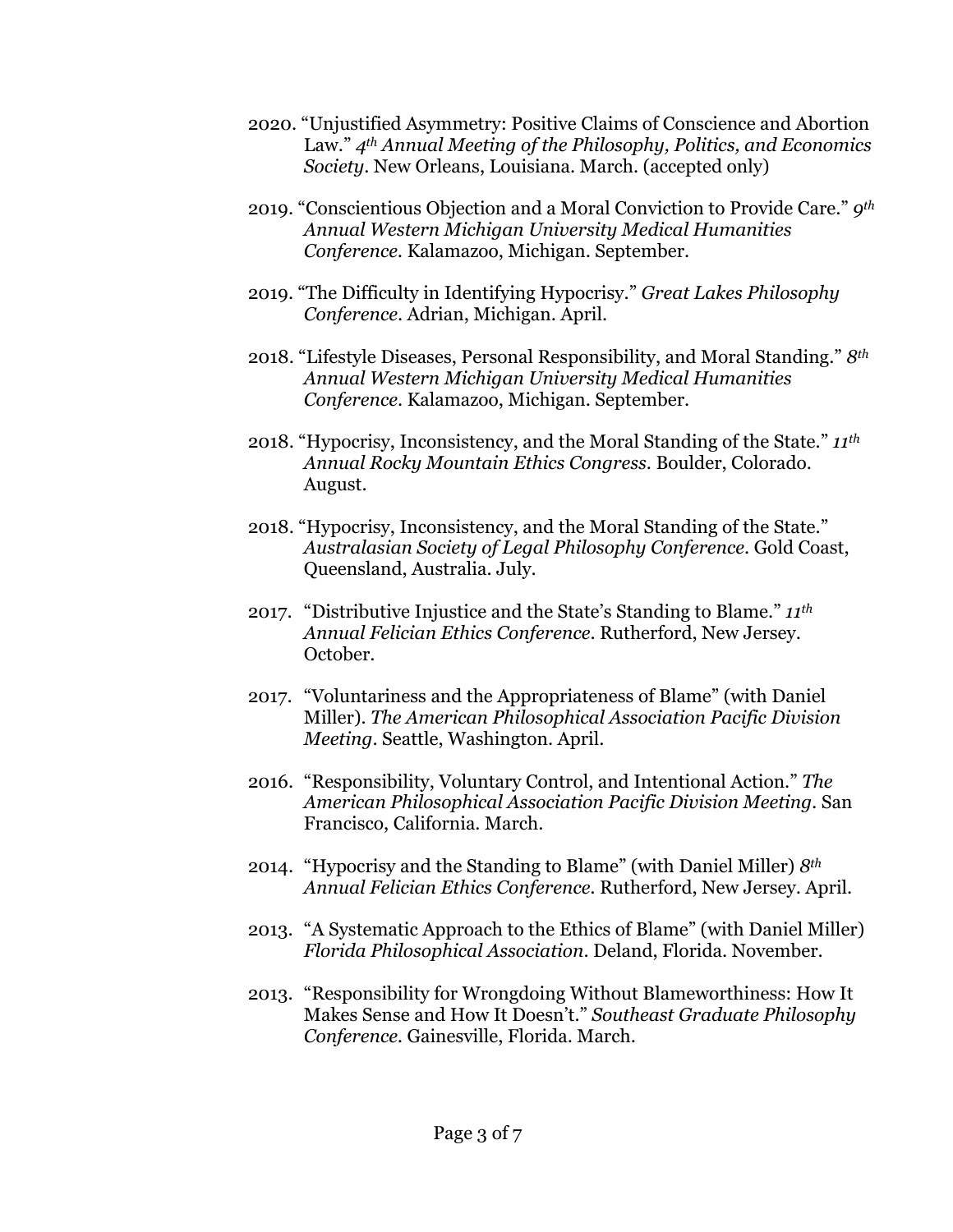2020. "Unjustified Asymmetry: Positive Claims of Conscience and Abortion Law." *4th Annual Meeting of the Philosophy, Politics, and Economics Society*. New Orleans, Louisiana. March. (accepted only)

2019. "Conscientious Objection and a Moral Conviction to Provide Care." *9th Annual Western Michigan University Medical Humanities Conference*. Kalamazoo, Michigan. September.

2019. "The Difficulty in Identifying Hypocrisy." *Great Lakes Philosophy Conference*. Adrian, Michigan. April.

2018. "Lifestyle Diseases, Personal Responsibility, and Moral Standing." *8th Annual Western Michigan University Medical Humanities Conference*. Kalamazoo, Michigan. September.

2018. "Hypocrisy, Inconsistency, and the Moral Standing of the State." *11th Annual Rocky Mountain Ethics Congress*. Boulder, Colorado. August.

2018. "Hypocrisy, Inconsistency, and the Moral Standing of the State." *Australasian Society of Legal Philosophy Conference*. Gold Coast, Queensland, Australia. July.

2017. "Distributive Injustice and the State's Standing to Blame." *11th Annual Felician Ethics Conference*. Rutherford, New Jersey. October.

2017. "Voluntariness and the Appropriateness of Blame" (with Daniel Miller). *The American Philosophical Association Pacific Division Meeting*. Seattle, Washington. April.

2016. "Responsibility, Voluntary Control, and Intentional Action." *The American Philosophical Association Pacific Division Meeting*. San Francisco, California. March.

2014. "Hypocrisy and the Standing to Blame" (with Daniel Miller) *8th Annual Felician Ethics Conference*. Rutherford, New Jersey. April.

2013. "A Systematic Approach to the Ethics of Blame" (with Daniel Miller) *Florida Philosophical Association*. Deland, Florida. November.

2013. "Responsibility for Wrongdoing Without Blameworthiness: How It Makes Sense and How It Doesn't." *Southeast Graduate Philosophy Conference*. Gainesville, Florida. March.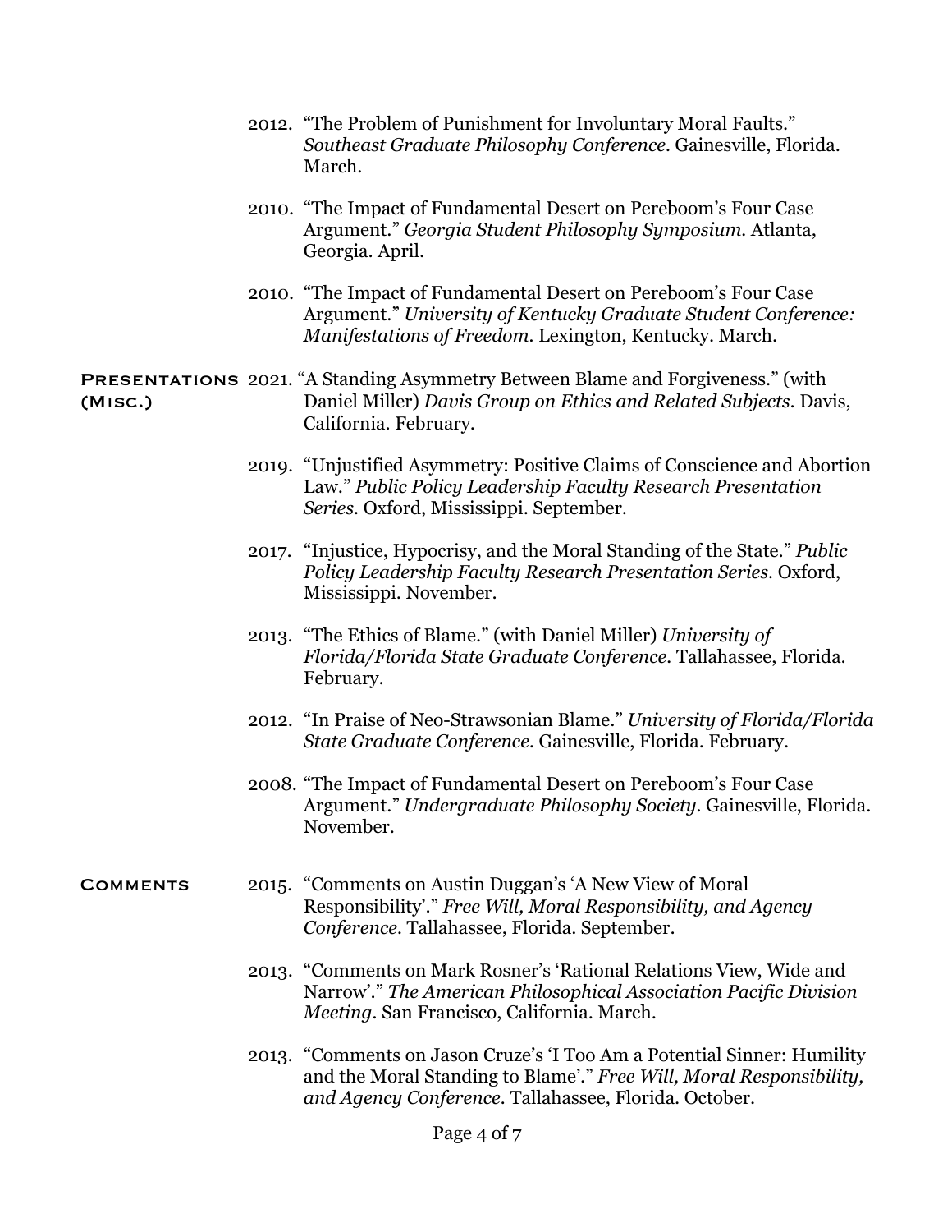- 2012. "The Problem of Punishment for Involuntary Moral Faults." *Southeast Graduate Philosophy Conference*. Gainesville, Florida. March.

- 2010. "The Impact of Fundamental Desert on Pereboom's Four Case Argument." *Georgia Student Philosophy Symposium*. Atlanta, Georgia. April.

- 2010. "The Impact of Fundamental Desert on Pereboom's Four Case Argument." *University of Kentucky Graduate Student Conference: Manifestations of Freedom*. Lexington, Kentucky. March.

## Presentations (Misc.)

- 2021. "A Standing Asymmetry Between Blame and Forgiveness." (with Daniel Miller) *Davis Group on Ethics and Related Subjects*. Davis, California. February.

- 2019. "Unjustified Asymmetry: Positive Claims of Conscience and Abortion Law." *Public Policy Leadership Faculty Research Presentation Series*. Oxford, Mississippi. September.

- 2017. "Injustice, Hypocrisy, and the Moral Standing of the State." *Public Policy Leadership Faculty Research Presentation Series*. Oxford, Mississippi. November.

- 2013. "The Ethics of Blame." (with Daniel Miller) *University of Florida/Florida State Graduate Conference*. Tallahassee, Florida. February.

- 2012. "In Praise of Neo-Strawsonian Blame." *University of Florida/Florida State Graduate Conference*. Gainesville, Florida. February.

- 2008. "The Impact of Fundamental Desert on Pereboom's Four Case Argument." *Undergraduate Philosophy Society*. Gainesville, Florida. November.

## Comments

- 2015. "Comments on Austin Duggan's 'A New View of Moral Responsibility'." *Free Will, Moral Responsibility, and Agency Conference*. Tallahassee, Florida. September.

- 2013. "Comments on Mark Rosner's 'Rational Relations View, Wide and Narrow'." *The American Philosophical Association Pacific Division Meeting*. San Francisco, California. March.

- 2013. "Comments on Jason Cruze's 'I Too Am a Potential Sinner: Humility and the Moral Standing to Blame'." *Free Will, Moral Responsibility, and Agency Conference*. Tallahassee, Florida. October.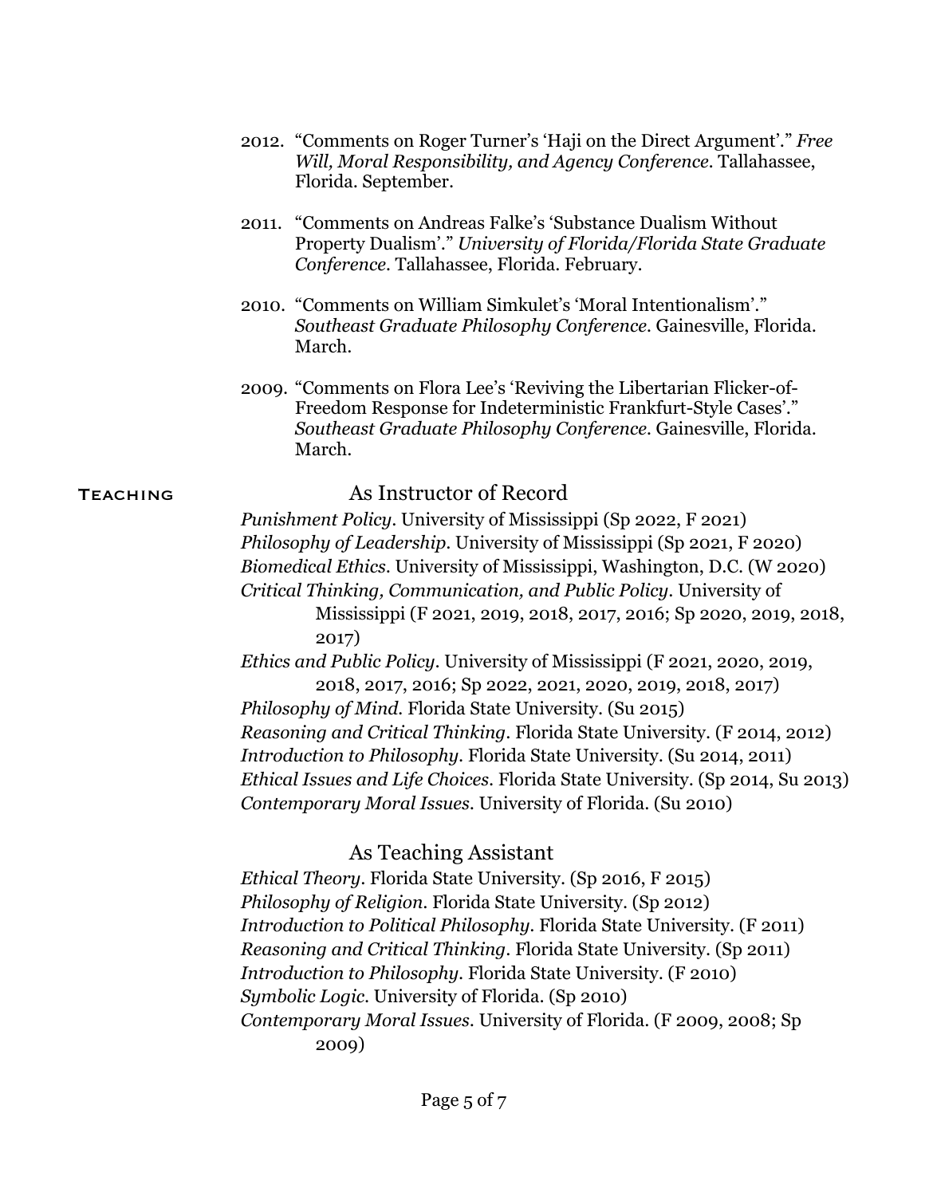2012. "Comments on Roger Turner's 'Haji on the Direct Argument'." *Free Will, Moral Responsibility, and Agency Conference*. Tallahassee, Florida. September.

2011. "Comments on Andreas Falke's 'Substance Dualism Without Property Dualism'." *University of Florida/Florida State Graduate Conference*. Tallahassee, Florida. February.

2010. "Comments on William Simkulet's 'Moral Intentionalism'." *Southeast Graduate Philosophy Conference*. Gainesville, Florida. March.

2009. "Comments on Flora Lee's 'Reviving the Libertarian Flicker-of-Freedom Response for Indeterministic Frankfurt-Style Cases'." *Southeast Graduate Philosophy Conference*. Gainesville, Florida. March.

## Teaching

### As Instructor of Record

*Punishment Policy*. University of Mississippi (Sp 2022, F 2021)
*Philosophy of Leadership*. University of Mississippi (Sp 2021, F 2020)
*Biomedical Ethics*. University of Mississippi, Washington, D.C. (W 2020)
*Critical Thinking, Communication, and Public Policy*. University of Mississippi (F 2021, 2019, 2018, 2017, 2016; Sp 2020, 2019, 2018, 2017)
*Ethics and Public Policy*. University of Mississippi (F 2021, 2020, 2019, 2018, 2017, 2016; Sp 2022, 2021, 2020, 2019, 2018, 2017)
*Philosophy of Mind*. Florida State University. (Su 2015)
*Reasoning and Critical Thinking*. Florida State University. (F 2014, 2012)
*Introduction to Philosophy*. Florida State University. (Su 2014, 2011)
*Ethical Issues and Life Choices*. Florida State University. (Sp 2014, Su 2013)
*Contemporary Moral Issues*. University of Florida. (Su 2010)

### As Teaching Assistant

*Ethical Theory*. Florida State University. (Sp 2016, F 2015)
*Philosophy of Religion*. Florida State University. (Sp 2012)
*Introduction to Political Philosophy*. Florida State University. (F 2011)
*Reasoning and Critical Thinking*. Florida State University. (Sp 2011)
*Introduction to Philosophy*. Florida State University. (F 2010)
*Symbolic Logic*. University of Florida. (Sp 2010)
*Contemporary Moral Issues*. University of Florida. (F 2009, 2008; Sp 2009)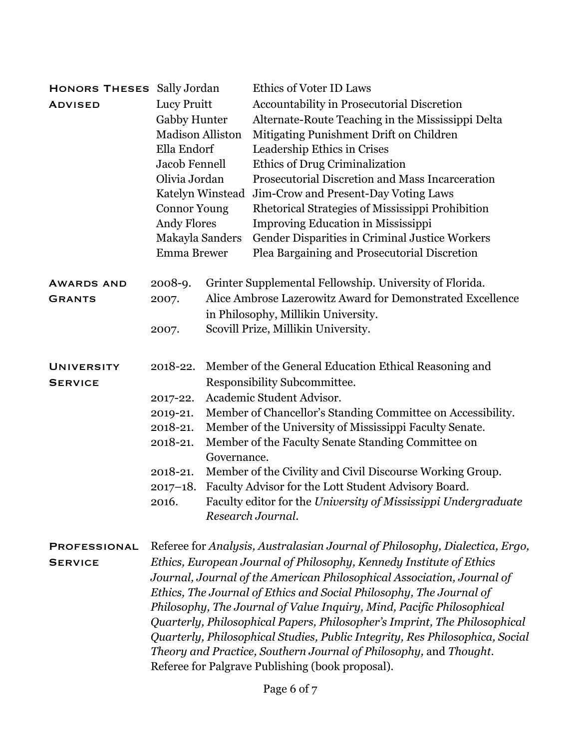## Honors Theses Advised

| | |
|---|---|
| Sally Jordan | Ethics of Voter ID Laws |
| Lucy Pruitt | Accountability in Prosecutorial Discretion |
| Gabby Hunter | Alternate-Route Teaching in the Mississippi Delta |
| Madison Alliston | Mitigating Punishment Drift on Children |
| Ella Endorf | Leadership Ethics in Crises |
| Jacob Fennell | Ethics of Drug Criminalization |
| Olivia Jordan | Prosecutorial Discretion and Mass Incarceration |
| Katelyn Winstead | Jim-Crow and Present-Day Voting Laws |
| Connor Young | Rhetorical Strategies of Mississippi Prohibition |
| Andy Flores | Improving Education in Mississippi |
| Makayla Sanders | Gender Disparities in Criminal Justice Workers |
| Emma Brewer | Plea Bargaining and Prosecutorial Discretion |

## Awards and Grants

2008-9. Grinter Supplemental Fellowship. University of Florida.

2007. Alice Ambrose Lazerowitz Award for Demonstrated Excellence in Philosophy, Millikin University.

2007. Scovill Prize, Millikin University.

## University Service

2018-22. Member of the General Education Ethical Reasoning and Responsibility Subcommittee.

2017-22. Academic Student Advisor.

2019-21. Member of Chancellor's Standing Committee on Accessibility.

2018-21. Member of the University of Mississippi Faculty Senate.

2018-21. Member of the Faculty Senate Standing Committee on Governance.

2018-21. Member of the Civility and Civil Discourse Working Group.

2017–18. Faculty Advisor for the Lott Student Advisory Board.

2016. Faculty editor for the *University of Mississippi Undergraduate Research Journal*.

## Professional Service

Referee for *Analysis, Australasian Journal of Philosophy, Dialectica, Ergo, Ethics, European Journal of Philosophy, Kennedy Institute of Ethics Journal, Journal of the American Philosophical Association, Journal of Ethics, The Journal of Ethics and Social Philosophy, The Journal of Philosophy, The Journal of Value Inquiry, Mind, Pacific Philosophical Quarterly, Philosophical Papers, Philosopher's Imprint, The Philosophical Quarterly, Philosophical Studies, Public Integrity, Res Philosophica, Social Theory and Practice, Southern Journal of Philosophy,* and *Thought*.
Referee for Palgrave Publishing (book proposal).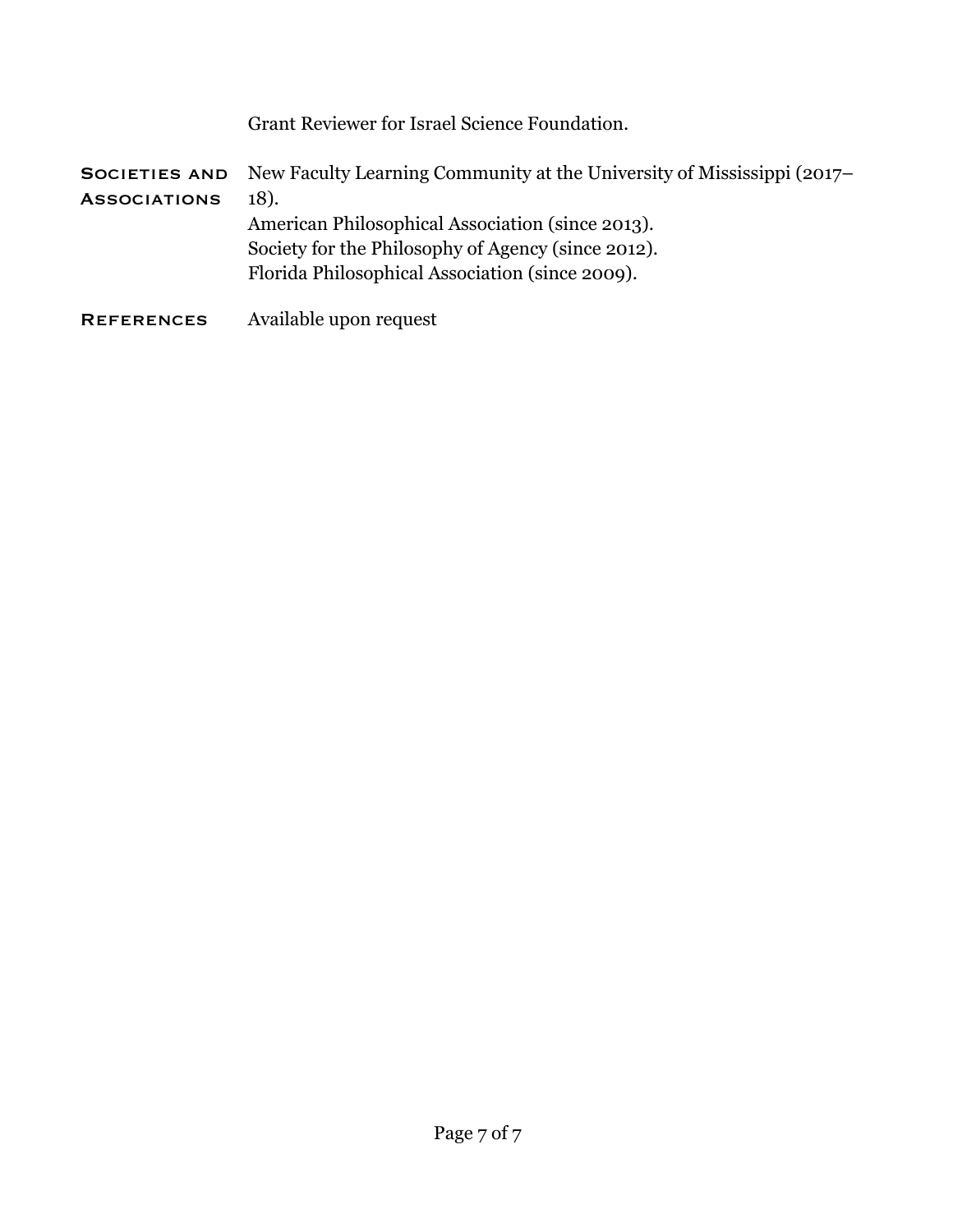Grant Reviewer for Israel Science Foundation.

## Societies and Associations

New Faculty Learning Community at the University of Mississippi (2017–18).
American Philosophical Association (since 2013).
Society for the Philosophy of Agency (since 2012).
Florida Philosophical Association (since 2009).

## References

Available upon request